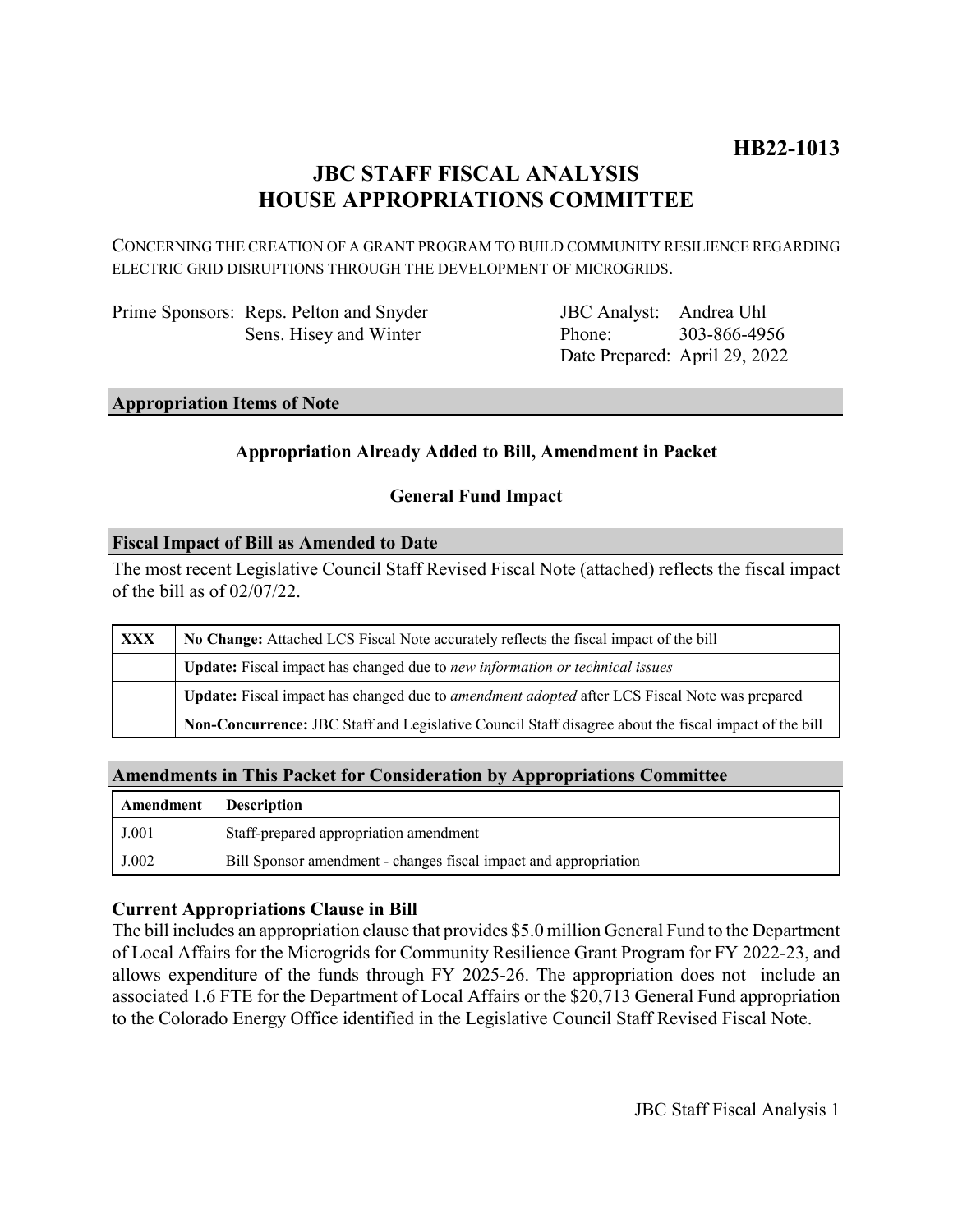**HB22-1013**

# JBC STAFF FISCAL ANALYSIS
# HOUSE APPROPRIATIONS COMMITTEE

CONCERNING THE CREATION OF A GRANT PROGRAM TO BUILD COMMUNITY RESILIENCE REGARDING ELECTRIC GRID DISRUPTIONS THROUGH THE DEVELOPMENT OF MICROGRIDS.

Prime Sponsors: Reps. Pelton and Snyder
Sens. Hisey and Winter

JBC Analyst: Andrea Uhl
Phone: 303-866-4956
Date Prepared: April 29, 2022

## Appropriation Items of Note

**Appropriation Already Added to Bill, Amendment in Packet**

**General Fund Impact**

## Fiscal Impact of Bill as Amended to Date

The most recent Legislative Council Staff Revised Fiscal Note (attached) reflects the fiscal impact of the bill as of 02/07/22.

| | |
|---|---|
| **XXX** | **No Change:** Attached LCS Fiscal Note accurately reflects the fiscal impact of the bill |
| | **Update:** Fiscal impact has changed due to *new information or technical issues* |
| | **Update:** Fiscal impact has changed due to *amendment adopted* after LCS Fiscal Note was prepared |
| | **Non-Concurrence:** JBC Staff and Legislative Council Staff disagree about the fiscal impact of the bill |

## Amendments in This Packet for Consideration by Appropriations Committee

| Amendment | Description |
|---|---|
| J.001 | Staff-prepared appropriation amendment |
| J.002 | Bill Sponsor amendment - changes fiscal impact and appropriation |

### Current Appropriations Clause in Bill

The bill includes an appropriation clause that provides $5.0 million General Fund to the Department of Local Affairs for the Microgrids for Community Resilience Grant Program for FY 2022-23, and allows expenditure of the funds through FY 2025-26. The appropriation does not include an associated 1.6 FTE for the Department of Local Affairs or the $20,713 General Fund appropriation to the Colorado Energy Office identified in the Legislative Council Staff Revised Fiscal Note.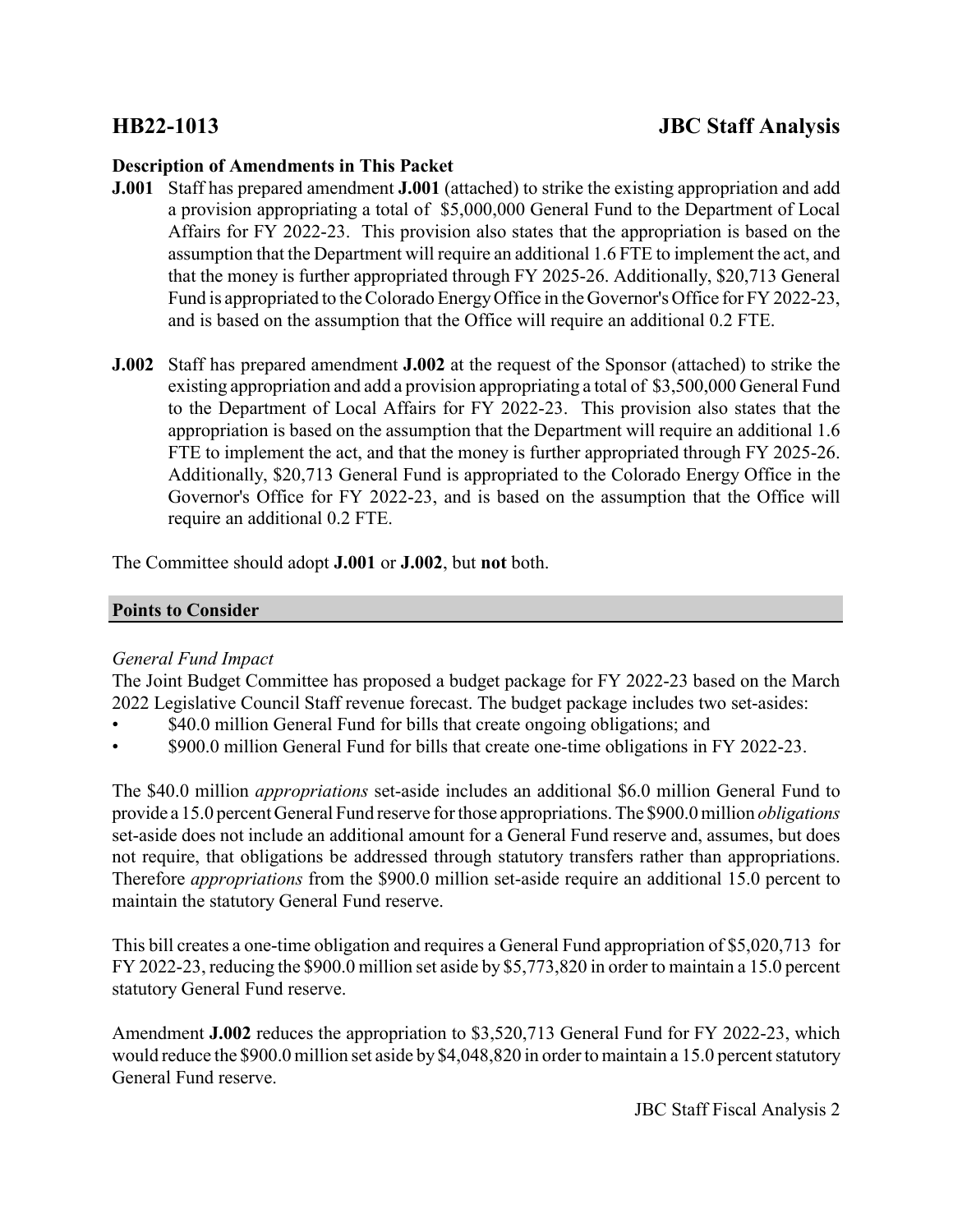## HB22-1013 JBC Staff Analysis

**Description of Amendments in This Packet**

**J.001** Staff has prepared amendment **J.001** (attached) to strike the existing appropriation and add a provision appropriating a total of $5,000,000 General Fund to the Department of Local Affairs for FY 2022-23. This provision also states that the appropriation is based on the assumption that the Department will require an additional 1.6 FTE to implement the act, and that the money is further appropriated through FY 2025-26. Additionally, $20,713 General Fund is appropriated to the Colorado Energy Office in the Governor's Office for FY 2022-23, and is based on the assumption that the Office will require an additional 0.2 FTE.

**J.002** Staff has prepared amendment **J.002** at the request of the Sponsor (attached) to strike the existing appropriation and add a provision appropriating a total of $3,500,000 General Fund to the Department of Local Affairs for FY 2022-23. This provision also states that the appropriation is based on the assumption that the Department will require an additional 1.6 FTE to implement the act, and that the money is further appropriated through FY 2025-26. Additionally, $20,713 General Fund is appropriated to the Colorado Energy Office in the Governor's Office for FY 2022-23, and is based on the assumption that the Office will require an additional 0.2 FTE.

The Committee should adopt **J.001** or **J.002**, but **not** both.

### Points to Consider

*General Fund Impact*

The Joint Budget Committee has proposed a budget package for FY 2022-23 based on the March 2022 Legislative Council Staff revenue forecast. The budget package includes two set-asides:

- $40.0 million General Fund for bills that create ongoing obligations; and
- $900.0 million General Fund for bills that create one-time obligations in FY 2022-23.

The $40.0 million *appropriations* set-aside includes an additional $6.0 million General Fund to provide a 15.0 percent General Fund reserve for those appropriations. The $900.0 million *obligations* set-aside does not include an additional amount for a General Fund reserve and, assumes, but does not require, that obligations be addressed through statutory transfers rather than appropriations. Therefore *appropriations* from the $900.0 million set-aside require an additional 15.0 percent to maintain the statutory General Fund reserve.

This bill creates a one-time obligation and requires a General Fund appropriation of $5,020,713 for FY 2022-23, reducing the $900.0 million set aside by $5,773,820 in order to maintain a 15.0 percent statutory General Fund reserve.

Amendment **J.002** reduces the appropriation to $3,520,713 General Fund for FY 2022-23, which would reduce the $900.0 million set aside by $4,048,820 in order to maintain a 15.0 percent statutory General Fund reserve.